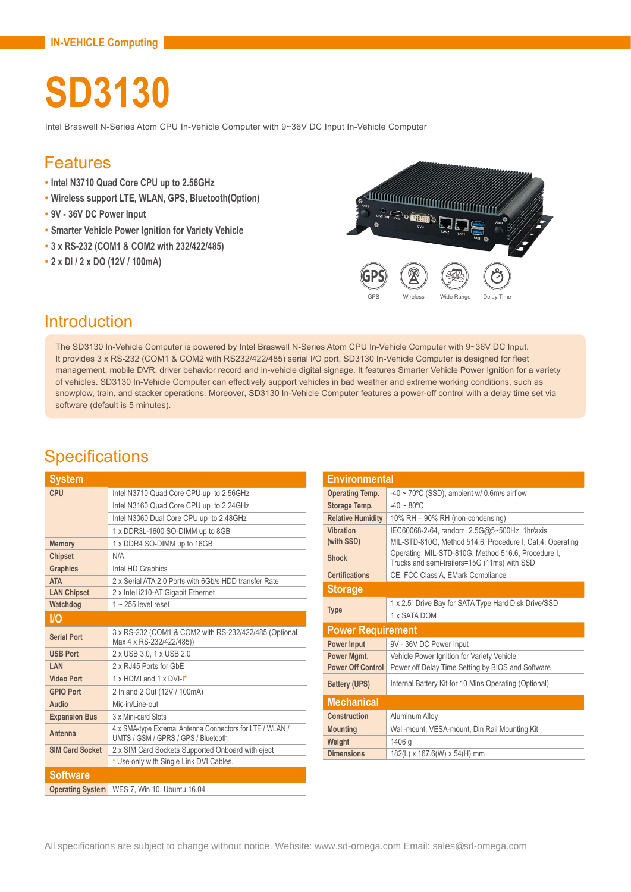IN-VEHICLE Computing

# SD3130

Intel Braswell N-Series Atom CPU In-Vehicle Computer with 9~36V DC Input In-Vehicle Computer

## Features

- Intel N3710 Quad Core CPU up to 2.56GHz
- Wireless support LTE, WLAN, GPS, Bluetooth(Option)
- 9V - 36V DC Power Input
- Smarter Vehicle Power Ignition for Variety Vehicle
- 3 x RS-232 (COM1 & COM2 with 232/422/485)
- 2 x DI / 2 x DO (12V / 100mA)

GPS   Wireless   Wide Range   Delay Time

## Introduction

The SD3130 In-Vehicle Computer is powered by Intel Braswell N-Series Atom CPU In-Vehicle Computer with 9~36V DC Input. It provides 3 x RS-232 (COM1 & COM2 with RS232/422/485) serial I/O port. SD3130 In-Vehicle Computer is designed for fleet management, mobile DVR, driver behavior record and in-vehicle digital signage. It features Smarter Vehicle Power Ignition for a variety of vehicles. SD3130 In-Vehicle Computer can effectively support vehicles in bad weather and extreme working conditions, such as snowplow, train, and stacker operations. Moreover, SD3130 In-Vehicle Computer features a power-off control with a delay time set via software (default is 5 minutes).

## Specifications

| System | |
|---|---|
| CPU | Intel N3710 Quad Core CPU up to 2.56GHz |
| | Intel N3160 Quad Core CPU up to 2.24GHz |
| | Intel N3060 Dual Core CPU up to 2.48GHz |
| | 1 x DDR3L-1600 SO-DIMM up to 8GB |
| Memory | 1 x DDR4 SO-DIMM up to 16GB |
| Chipset | N/A |
| Graphics | Intel HD Graphics |
| ATA | 2 x Serial ATA 2.0 Ports with 6Gb/s HDD transfer Rate |
| LAN Chipset | 2 x Intel i210-AT Gigabit Ethernet |
| Watchdog | 1 ~ 255 level reset |
| **I/O** | |
| Serial Port | 3 x RS-232 (COM1 & COM2 with RS-232/422/485 (Optional Max 4 x RS-232/422/485)) |
| USB Port | 2 x USB 3.0, 1 x USB 2.0 |
| LAN | 2 x RJ45 Ports for GbE |
| Video Port | 1 x HDMI and 1 x DVI-I* |
| GPIO Port | 2 In and 2 Out (12V / 100mA) |
| Audio | Mic-in/Line-out |
| Expansion Bus | 3 x Mini-card Slots |
| Antenna | 4 x SMA-type External Antenna Connectors for LTE / WLAN / UMTS / GSM / GPRS / GPS / Bluetooth |
| SIM Card Socket | 2 x SIM Card Sockets Supported Onboard with eject |
| | * Use only with Single Link DVI Cables. |
| **Software** | |
| Operating System | WES 7, Win 10, Ubuntu 16.04 |

| Environmental | |
|---|---|
| Operating Temp. | -40 ~ 70ºC (SSD), ambient w/ 0.6m/s airflow |
| Storage Temp. | -40 ~ 80ºC |
| Relative Humidity | 10% RH – 90% RH (non-condensing) |
| Vibration (with SSD) | IEC60068-2-64, random, 2.5G@5~500Hz, 1hr/axis |
| | MIL-STD-810G, Method 514.6, Procedure I, Cat.4, Operating |
| Shock | Operating: MIL-STD-810G, Method 516.6, Procedure I, Trucks and semi-trailers=15G (11ms) with SSD |
| Certifications | CE, FCC Class A, EMark Compliance |
| **Storage** | |
| Type | 1 x 2.5" Drive Bay for SATA Type Hard Disk Drive/SSD |
| | 1 x SATA DOM |
| **Power Requirement** | |
| Power Input | 9V - 36V DC Power Input |
| Power Mgmt. | Vehicle Power Ignition for Variety Vehicle |
| Power Off Control | Power off Delay Time Setting by BIOS and Software |
| Battery (UPS) | Internal Battery Kit for 10 Mins Operating (Optional) |
| **Mechanical** | |
| Construction | Aluminum Alloy |
| Mounting | Wall-mount, VESA-mount, Din Rail Mounting Kit |
| Weight | 1406 g |
| Dimensions | 182(L) x 167.6(W) x 54(H) mm |

All specifications are subject to change without notice. Website: www.sd-omega.com Email: sales@sd-omega.com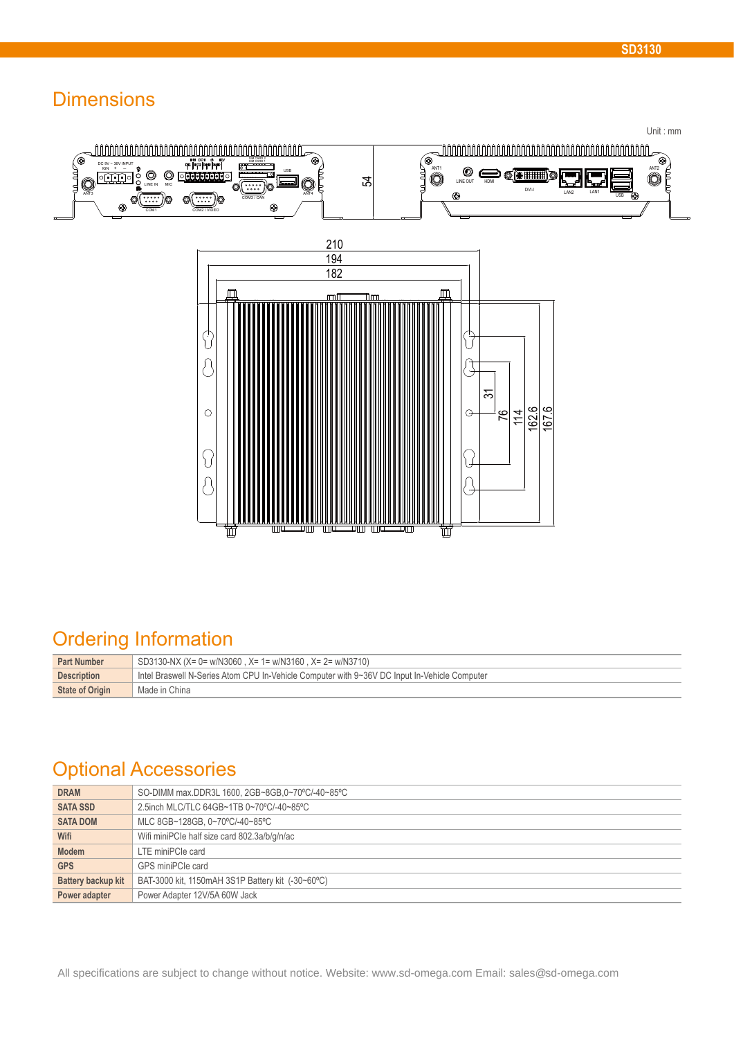## Dimensions

Unit : mm

DC 9V ~ 36V INPUT
IGN + −
LINE IN
MIC
SIM CARD 2
SIM CARD 1
USB
ANT3
COM1
COM2 / VIDEO
COM3 / CAN
ANT4
54
ANT1
LINE OUT
HDMI
DVI-I
LAN2
LAN1
USB
ANT2

210
194
182
31
76
114
162.6
167.6

## Ordering Information

| | |
|---|---|
| **Part Number** | SD3130-NX (X= 0= w/N3060 , X= 1= w/N3160 , X= 2= w/N3710) |
| **Description** | Intel Braswell N-Series Atom CPU In-Vehicle Computer with 9~36V DC Input In-Vehicle Computer |
| **State of Origin** | Made in China |

## Optional Accessories

| | |
|---|---|
| **DRAM** | SO-DIMM max.DDR3L 1600, 2GB~8GB,0~70ºC/-40~85ºC |
| **SATA SSD** | 2.5inch MLC/TLC 64GB~1TB 0~70ºC/-40~85ºC |
| **SATA DOM** | MLC 8GB~128GB, 0~70ºC/-40~85ºC |
| **Wifi** | Wifi miniPCIe half size card 802.3a/b/g/n/ac |
| **Modem** | LTE miniPCIe card |
| **GPS** | GPS miniPCIe card |
| **Battery backup kit** | BAT-3000 kit, 1150mAH 3S1P Battery kit (-30~60ºC) |
| **Power adapter** | Power Adapter 12V/5A 60W Jack |

All specifications are subject to change without notice. Website: www.sd-omega.com Email: sales@sd-omega.com